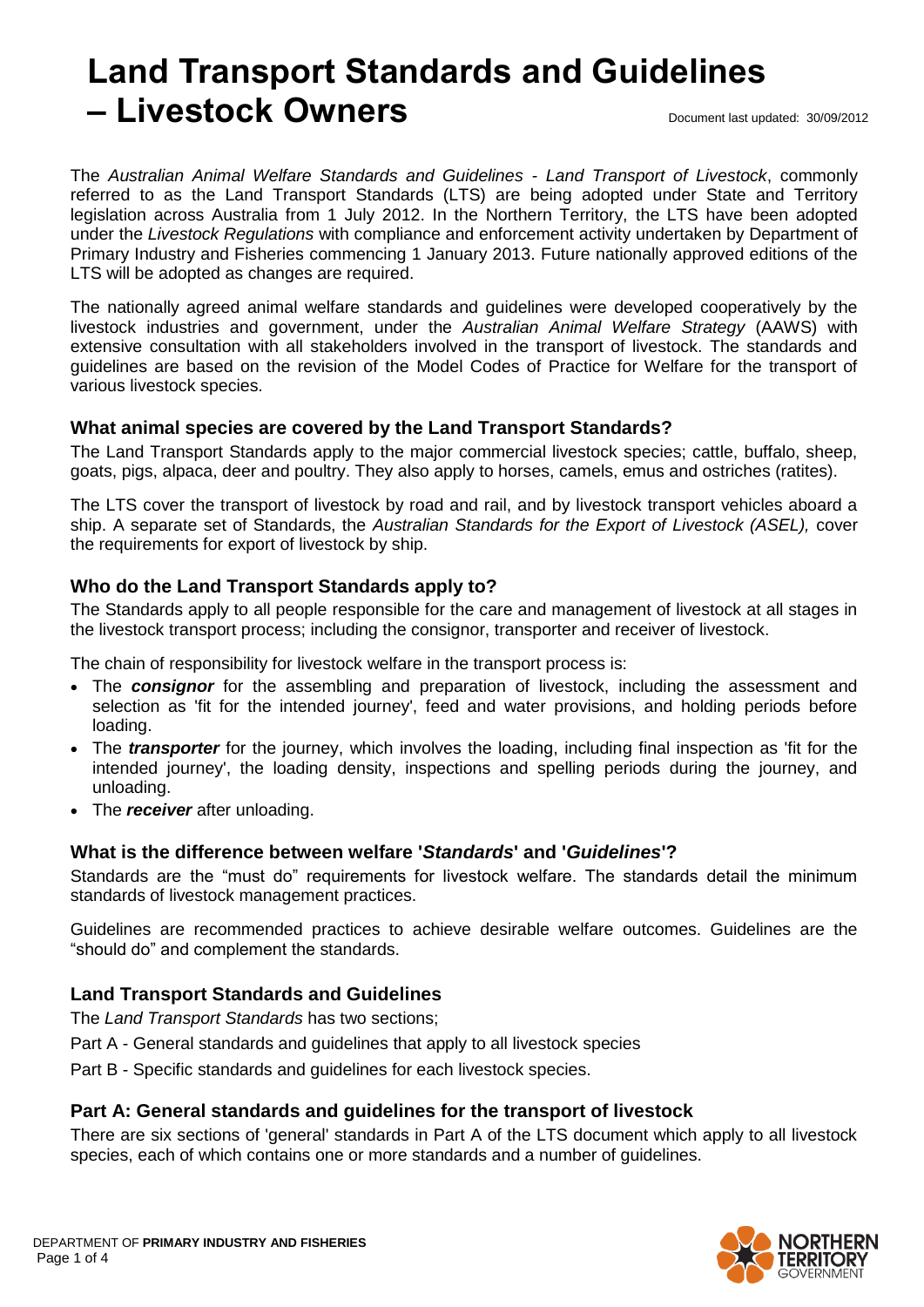# Land Transport Standards and Guidelines – Livestock Owners

Document last updated: 30/09/2012

The *Australian Animal Welfare Standards and Guidelines - Land Transport of Livestock*, commonly referred to as the Land Transport Standards (LTS) are being adopted under State and Territory legislation across Australia from 1 July 2012. In the Northern Territory, the LTS have been adopted under the *Livestock Regulations* with compliance and enforcement activity undertaken by Department of Primary Industry and Fisheries commencing 1 January 2013. Future nationally approved editions of the LTS will be adopted as changes are required.

The nationally agreed animal welfare standards and guidelines were developed cooperatively by the livestock industries and government, under the *Australian Animal Welfare Strategy* (AAWS) with extensive consultation with all stakeholders involved in the transport of livestock. The standards and guidelines are based on the revision of the Model Codes of Practice for Welfare for the transport of various livestock species.

### What animal species are covered by the Land Transport Standards?

The Land Transport Standards apply to the major commercial livestock species; cattle, buffalo, sheep, goats, pigs, alpaca, deer and poultry. They also apply to horses, camels, emus and ostriches (ratites).

The LTS cover the transport of livestock by road and rail, and by livestock transport vehicles aboard a ship. A separate set of Standards, the *Australian Standards for the Export of Livestock (ASEL),* cover the requirements for export of livestock by ship.

### Who do the Land Transport Standards apply to?

The Standards apply to all people responsible for the care and management of livestock at all stages in the livestock transport process; including the consignor, transporter and receiver of livestock.

The chain of responsibility for livestock welfare in the transport process is:

- The ***consignor*** for the assembling and preparation of livestock, including the assessment and selection as 'fit for the intended journey', feed and water provisions, and holding periods before loading.
- The ***transporter*** for the journey, which involves the loading, including final inspection as 'fit for the intended journey', the loading density, inspections and spelling periods during the journey, and unloading.
- The ***receiver*** after unloading.

### What is the difference between welfare '*Standards*' and '*Guidelines*'?

Standards are the "must do" requirements for livestock welfare. The standards detail the minimum standards of livestock management practices.

Guidelines are recommended practices to achieve desirable welfare outcomes. Guidelines are the "should do" and complement the standards.

### Land Transport Standards and Guidelines

The *Land Transport Standards* has two sections;

Part A - General standards and guidelines that apply to all livestock species

Part B - Specific standards and guidelines for each livestock species.

### Part A: General standards and guidelines for the transport of livestock

There are six sections of 'general' standards in Part A of the LTS document which apply to all livestock species, each of which contains one or more standards and a number of guidelines.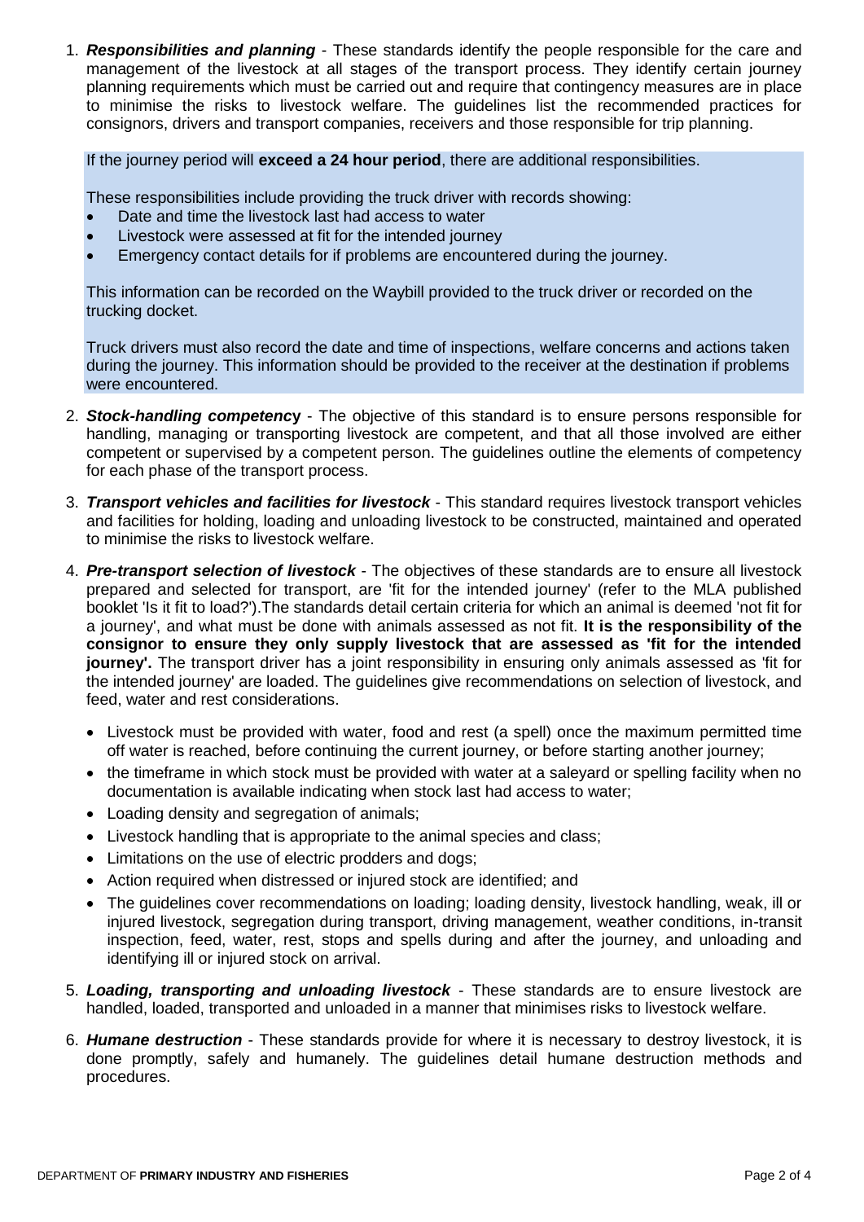1. ***Responsibilities and planning*** - These standards identify the people responsible for the care and management of the livestock at all stages of the transport process. They identify certain journey planning requirements which must be carried out and require that contingency measures are in place to minimise the risks to livestock welfare. The guidelines list the recommended practices for consignors, drivers and transport companies, receivers and those responsible for trip planning.

   If the journey period will **exceed a 24 hour period**, there are additional responsibilities.

   These responsibilities include providing the truck driver with records showing:
   - Date and time the livestock last had access to water
   - Livestock were assessed at fit for the intended journey
   - Emergency contact details for if problems are encountered during the journey.

   This information can be recorded on the Waybill provided to the truck driver or recorded on the trucking docket.

   Truck drivers must also record the date and time of inspections, welfare concerns and actions taken during the journey. This information should be provided to the receiver at the destination if problems were encountered.

2. ***Stock-handling competency*** - The objective of this standard is to ensure persons responsible for handling, managing or transporting livestock are competent, and that all those involved are either competent or supervised by a competent person. The guidelines outline the elements of competency for each phase of the transport process.

3. ***Transport vehicles and facilities for livestock*** - This standard requires livestock transport vehicles and facilities for holding, loading and unloading livestock to be constructed, maintained and operated to minimise the risks to livestock welfare.

4. ***Pre-transport selection of livestock*** - The objectives of these standards are to ensure all livestock prepared and selected for transport, are 'fit for the intended journey' (refer to the MLA published booklet 'Is it fit to load?').The standards detail certain criteria for which an animal is deemed 'not fit for a journey', and what must be done with animals assessed as not fit. **It is the responsibility of the consignor to ensure they only supply livestock that are assessed as 'fit for the intended journey'.** The transport driver has a joint responsibility in ensuring only animals assessed as 'fit for the intended journey' are loaded. The guidelines give recommendations on selection of livestock, and feed, water and rest considerations.
   - Livestock must be provided with water, food and rest (a spell) once the maximum permitted time off water is reached, before continuing the current journey, or before starting another journey;
   - the timeframe in which stock must be provided with water at a saleyard or spelling facility when no documentation is available indicating when stock last had access to water;
   - Loading density and segregation of animals;
   - Livestock handling that is appropriate to the animal species and class;
   - Limitations on the use of electric prodders and dogs;
   - Action required when distressed or injured stock are identified; and
   - The guidelines cover recommendations on loading; loading density, livestock handling, weak, ill or injured livestock, segregation during transport, driving management, weather conditions, in-transit inspection, feed, water, rest, stops and spells during and after the journey, and unloading and identifying ill or injured stock on arrival.

5. ***Loading, transporting and unloading livestock*** - These standards are to ensure livestock are handled, loaded, transported and unloaded in a manner that minimises risks to livestock welfare.

6. ***Humane destruction*** - These standards provide for where it is necessary to destroy livestock, it is done promptly, safely and humanely. The guidelines detail humane destruction methods and procedures.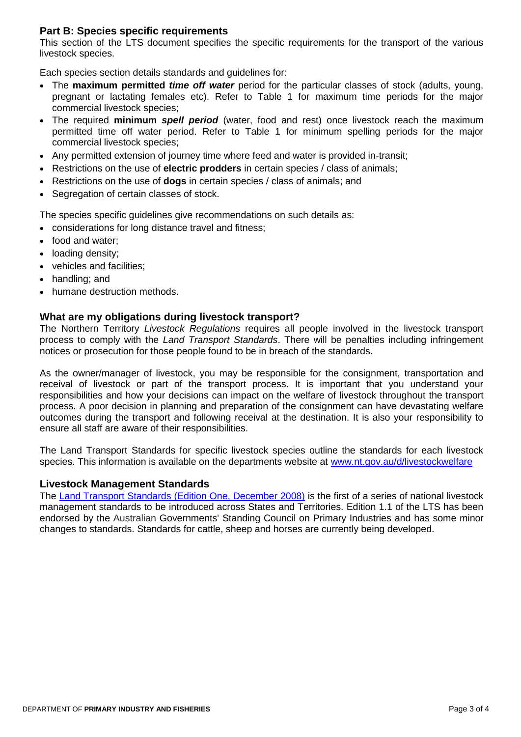## Part B: Species specific requirements

This section of the LTS document specifies the specific requirements for the transport of the various livestock species.

Each species section details standards and guidelines for:

- The **maximum permitted** ***time off water*** period for the particular classes of stock (adults, young, pregnant or lactating females etc). Refer to Table 1 for maximum time periods for the major commercial livestock species;
- The required **minimum** ***spell period*** (water, food and rest) once livestock reach the maximum permitted time off water period. Refer to Table 1 for minimum spelling periods for the major commercial livestock species;
- Any permitted extension of journey time where feed and water is provided in-transit;
- Restrictions on the use of **electric prodders** in certain species / class of animals;
- Restrictions on the use of **dogs** in certain species / class of animals; and
- Segregation of certain classes of stock.

The species specific guidelines give recommendations on such details as:

- considerations for long distance travel and fitness;
- food and water;
- loading density;
- vehicles and facilities;
- handling; and
- humane destruction methods.

## What are my obligations during livestock transport?

The Northern Territory *Livestock Regulations* requires all people involved in the livestock transport process to comply with the *Land Transport Standards*. There will be penalties including infringement notices or prosecution for those people found to be in breach of the standards.

As the owner/manager of livestock, you may be responsible for the consignment, transportation and receival of livestock or part of the transport process. It is important that you understand your responsibilities and how your decisions can impact on the welfare of livestock throughout the transport process. A poor decision in planning and preparation of the consignment can have devastating welfare outcomes during the transport and following receival at the destination. It is also your responsibility to ensure all staff are aware of their responsibilities.

The Land Transport Standards for specific livestock species outline the standards for each livestock species. This information is available on the departments website at [www.nt.gov.au/d/livestockwelfare](www.nt.gov.au/d/livestockwelfare)

## Livestock Management Standards

The Land Transport Standards (Edition One, December 2008) is the first of a series of national livestock management standards to be introduced across States and Territories. Edition 1.1 of the LTS has been endorsed by the Australian Governments' Standing Council on Primary Industries and has some minor changes to standards. Standards for cattle, sheep and horses are currently being developed.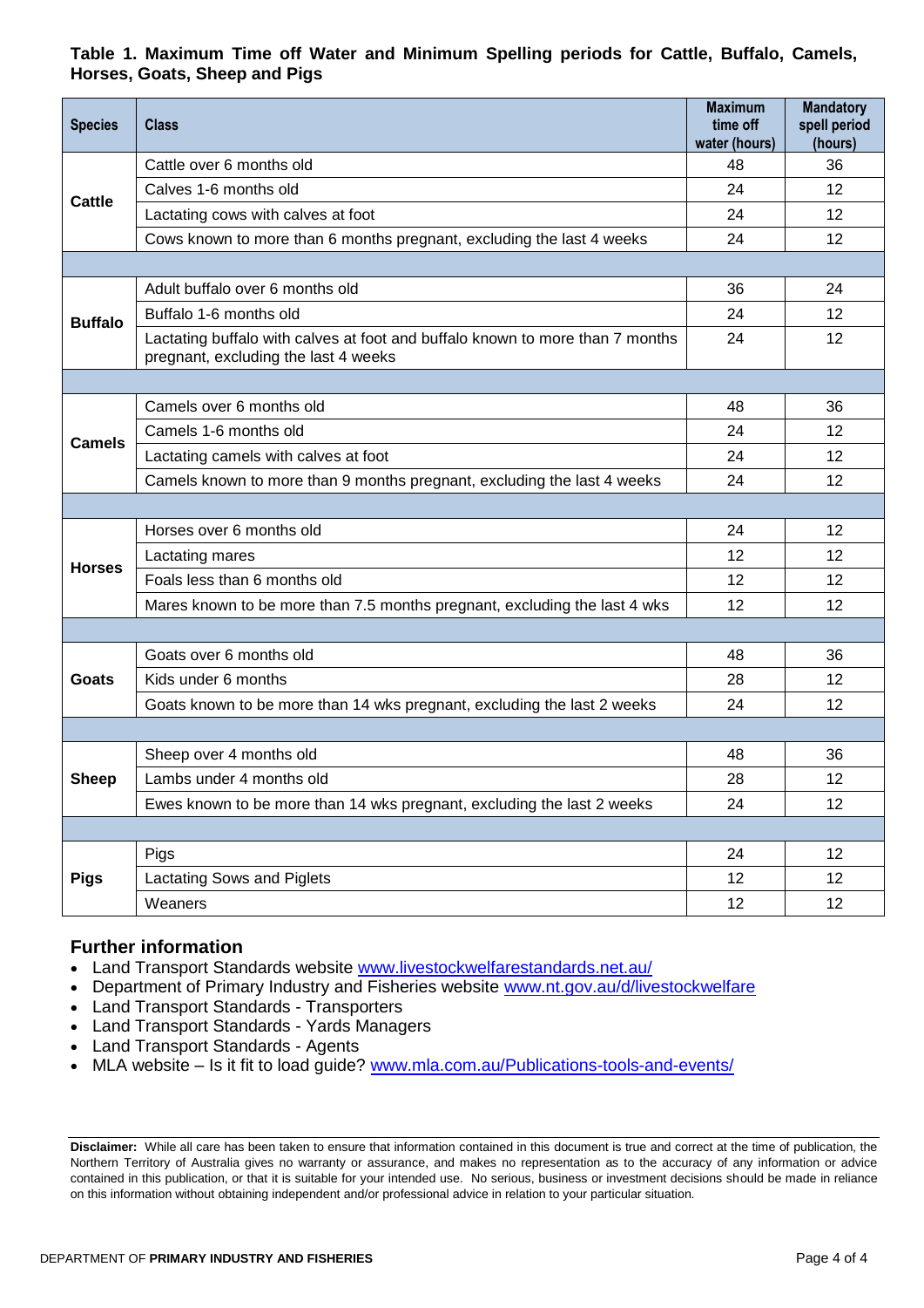**Table 1. Maximum Time off Water and Minimum Spelling periods for Cattle, Buffalo, Camels, Horses, Goats, Sheep and Pigs**

| Species | Class | Maximum time off water (hours) | Mandatory spell period (hours) |
|---|---|---|---|
| Cattle | Cattle over 6 months old | 48 | 36 |
| | Calves 1-6 months old | 24 | 12 |
| | Lactating cows with calves at foot | 24 | 12 |
| | Cows known to more than 6 months pregnant, excluding the last 4 weeks | 24 | 12 |
| | | | |
| Buffalo | Adult buffalo over 6 months old | 36 | 24 |
| | Buffalo 1-6 months old | 24 | 12 |
| | Lactating buffalo with calves at foot and buffalo known to more than 7 months pregnant, excluding the last 4 weeks | 24 | 12 |
| | | | |
| Camels | Camels over 6 months old | 48 | 36 |
| | Camels 1-6 months old | 24 | 12 |
| | Lactating camels with calves at foot | 24 | 12 |
| | Camels known to more than 9 months pregnant, excluding the last 4 weeks | 24 | 12 |
| | | | |
| Horses | Horses over 6 months old | 24 | 12 |
| | Lactating mares | 12 | 12 |
| | Foals less than 6 months old | 12 | 12 |
| | Mares known to be more than 7.5 months pregnant, excluding the last 4 wks | 12 | 12 |
| | | | |
| Goats | Goats over 6 months old | 48 | 36 |
| | Kids under 6 months | 28 | 12 |
| | Goats known to be more than 14 wks pregnant, excluding the last 2 weeks | 24 | 12 |
| | | | |
| Sheep | Sheep over 4 months old | 48 | 36 |
| | Lambs under 4 months old | 28 | 12 |
| | Ewes known to be more than 14 wks pregnant, excluding the last 2 weeks | 24 | 12 |
| | | | |
| Pigs | Pigs | 24 | 12 |
| | Lactating Sows and Piglets | 12 | 12 |
| | Weaners | 12 | 12 |

## Further information

- Land Transport Standards website www.livestockwelfarestandards.net.au/
- Department of Primary Industry and Fisheries website www.nt.gov.au/d/livestockwelfare
- Land Transport Standards - Transporters
- Land Transport Standards - Yards Managers
- Land Transport Standards - Agents
- MLA website – Is it fit to load guide? www.mla.com.au/Publications-tools-and-events/

**Disclaimer:** While all care has been taken to ensure that information contained in this document is true and correct at the time of publication, the Northern Territory of Australia gives no warranty or assurance, and makes no representation as to the accuracy of any information or advice contained in this publication, or that it is suitable for your intended use. No serious, business or investment decisions should be made in reliance on this information without obtaining independent and/or professional advice in relation to your particular situation.